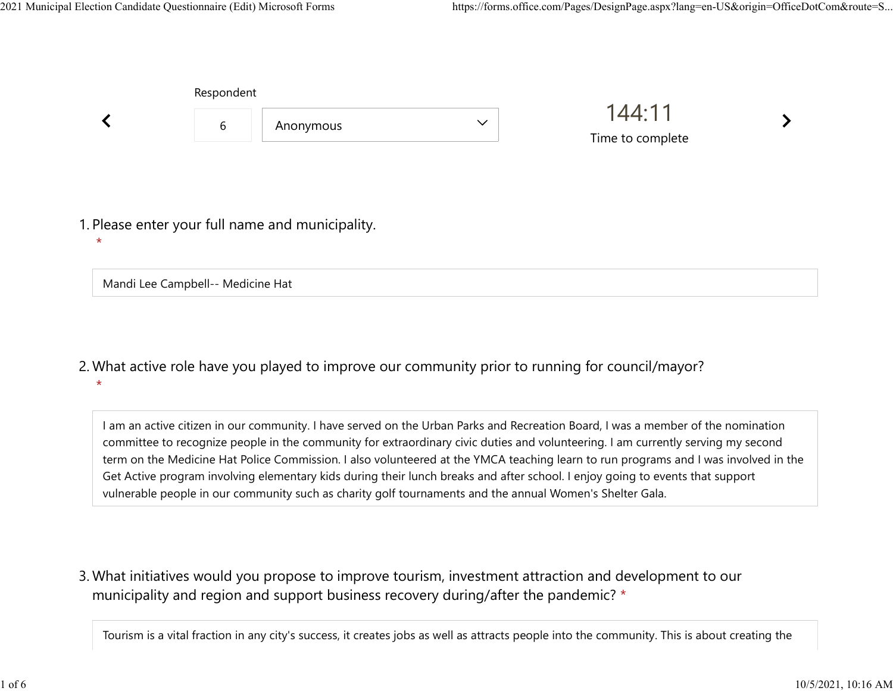Respondent

6 Anonymous

144:11
Time to complete

1. Please enter your full name and municipality.
*

Mandi Lee Campbell-- Medicine Hat

2. What active role have you played to improve our community prior to running for council/mayor?
*

I am an active citizen in our community. I have served on the Urban Parks and Recreation Board, I was a member of the nomination committee to recognize people in the community for extraordinary civic duties and volunteering. I am currently serving my second term on the Medicine Hat Police Commission. I also volunteered at the YMCA teaching learn to run programs and I was involved in the Get Active program involving elementary kids during their lunch breaks and after school. I enjoy going to events that support vulnerable people in our community such as charity golf tournaments and the annual Women's Shelter Gala.

3. What initiatives would you propose to improve tourism, investment attraction and development to our municipality and region and support business recovery during/after the pandemic? *

Tourism is a vital fraction in any city's success, it creates jobs as well as attracts people into the community. This is about creating the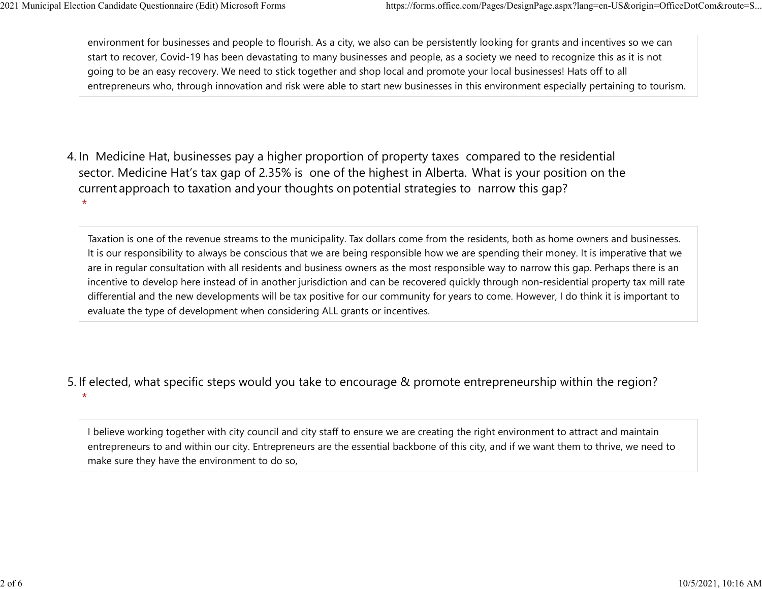environment for businesses and people to flourish. As a city, we also can be persistently looking for grants and incentives so we can start to recover, Covid-19 has been devastating to many businesses and people, as a society we need to recognize this as it is not going to be an easy recovery. We need to stick together and shop local and promote your local businesses! Hats off to all entrepreneurs who, through innovation and risk were able to start new businesses in this environment especially pertaining to tourism.

4. In Medicine Hat, businesses pay a higher proportion of property taxes compared to the residential sector. Medicine Hat's tax gap of 2.35% is one of the highest in Alberta. What is your position on the current approach to taxation and your thoughts on potential strategies to narrow this gap? *

Taxation is one of the revenue streams to the municipality. Tax dollars come from the residents, both as home owners and businesses. It is our responsibility to always be conscious that we are being responsible how we are spending their money. It is imperative that we are in regular consultation with all residents and business owners as the most responsible way to narrow this gap. Perhaps there is an incentive to develop here instead of in another jurisdiction and can be recovered quickly through non-residential property tax mill rate differential and the new developments will be tax positive for our community for years to come. However, I do think it is important to evaluate the type of development when considering ALL grants or incentives.

5. If elected, what specific steps would you take to encourage & promote entrepreneurship within the region? *

I believe working together with city council and city staff to ensure we are creating the right environment to attract and maintain entrepreneurs to and within our city. Entrepreneurs are the essential backbone of this city, and if we want them to thrive, we need to make sure they have the environment to do so,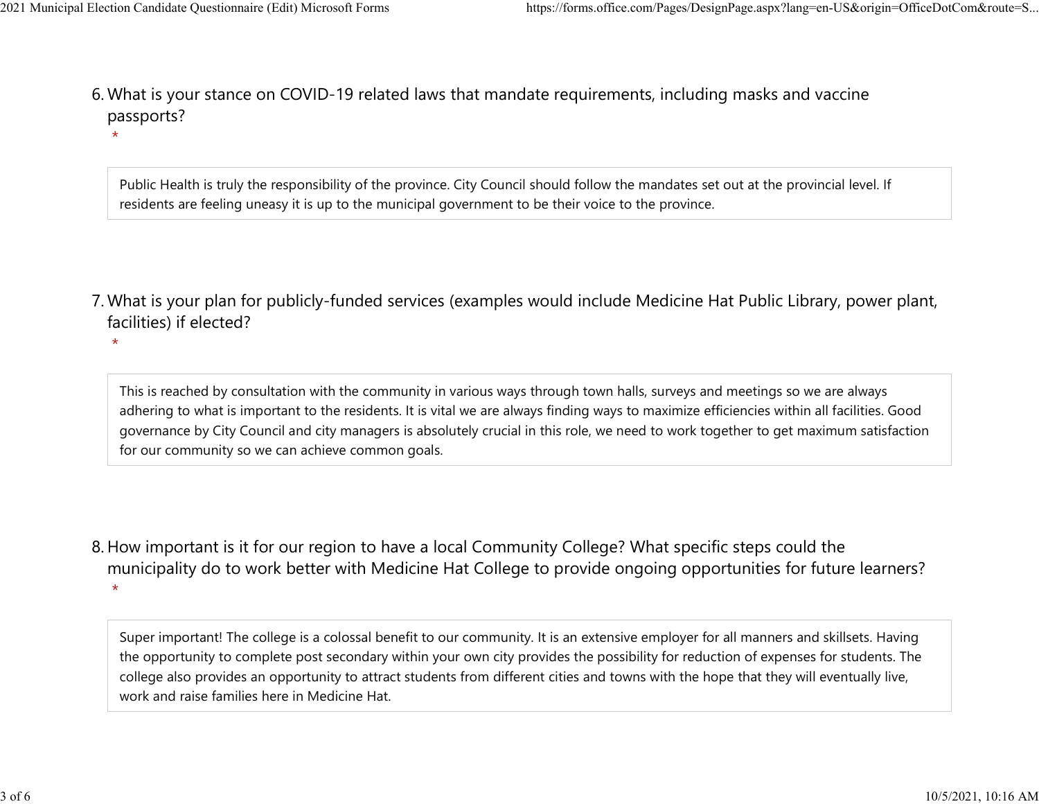6. What is your stance on COVID-19 related laws that mandate requirements, including masks and vaccine passports?
   *

Public Health is truly the responsibility of the province. City Council should follow the mandates set out at the provincial level. If residents are feeling uneasy it is up to the municipal government to be their voice to the province.

7. What is your plan for publicly-funded services (examples would include Medicine Hat Public Library, power plant, facilities) if elected?
   *

This is reached by consultation with the community in various ways through town halls, surveys and meetings so we are always adhering to what is important to the residents. It is vital we are always finding ways to maximize efficiencies within all facilities. Good governance by City Council and city managers is absolutely crucial in this role, we need to work together to get maximum satisfaction for our community so we can achieve common goals.

8. How important is it for our region to have a local Community College? What specific steps could the municipality do to work better with Medicine Hat College to provide ongoing opportunities for future learners?
   *

Super important! The college is a colossal benefit to our community. It is an extensive employer for all manners and skillsets. Having the opportunity to complete post secondary within your own city provides the possibility for reduction of expenses for students. The college also provides an opportunity to attract students from different cities and towns with the hope that they will eventually live, work and raise families here in Medicine Hat.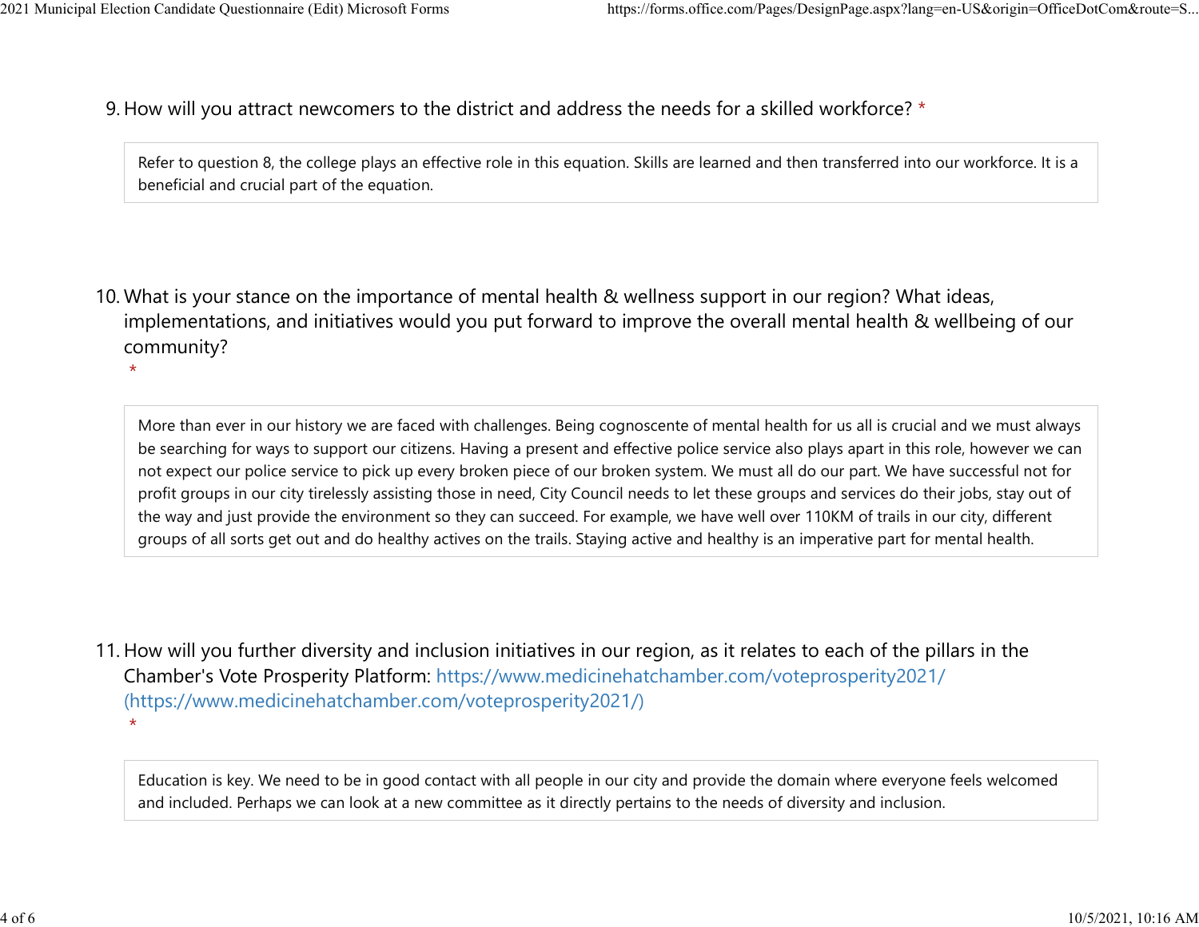9. How will you attract newcomers to the district and address the needs for a skilled workforce? *

Refer to question 8, the college plays an effective role in this equation. Skills are learned and then transferred into our workforce. It is a beneficial and crucial part of the equation.

10. What is your stance on the importance of mental health & wellness support in our region? What ideas, implementations, and initiatives would you put forward to improve the overall mental health & wellbeing of our community? *

More than ever in our history we are faced with challenges. Being cognoscente of mental health for us all is crucial and we must always be searching for ways to support our citizens. Having a present and effective police service also plays apart in this role, however we can not expect our police service to pick up every broken piece of our broken system. We must all do our part. We have successful not for profit groups in our city tirelessly assisting those in need, City Council needs to let these groups and services do their jobs, stay out of the way and just provide the environment so they can succeed. For example, we have well over 110KM of trails in our city, different groups of all sorts get out and do healthy actives on the trails. Staying active and healthy is an imperative part for mental health.

11. How will you further diversity and inclusion initiatives in our region, as it relates to each of the pillars in the Chamber's Vote Prosperity Platform: https://www.medicinehatchamber.com/voteprosperity2021/ (https://www.medicinehatchamber.com/voteprosperity2021/) *

Education is key. We need to be in good contact with all people in our city and provide the domain where everyone feels welcomed and included. Perhaps we can look at a new committee as it directly pertains to the needs of diversity and inclusion.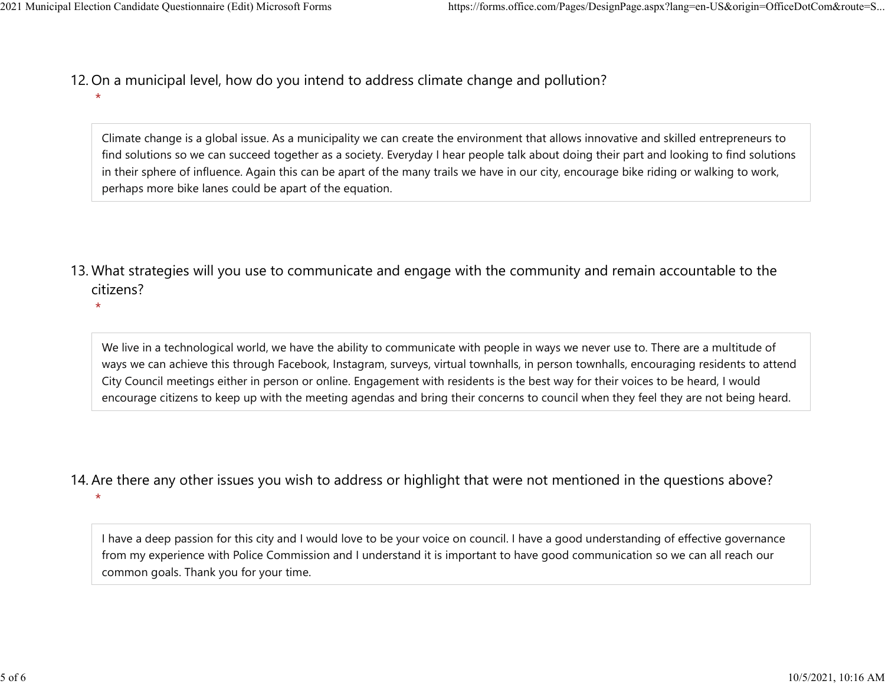12. On a municipal level, how do you intend to address climate change and pollution?

*

Climate change is a global issue. As a municipality we can create the environment that allows innovative and skilled entrepreneurs to find solutions so we can succeed together as a society. Everyday I hear people talk about doing their part and looking to find solutions in their sphere of influence. Again this can be apart of the many trails we have in our city, encourage bike riding or walking to work, perhaps more bike lanes could be apart of the equation.

13. What strategies will you use to communicate and engage with the community and remain accountable to the citizens?

*

We live in a technological world, we have the ability to communicate with people in ways we never use to. There are a multitude of ways we can achieve this through Facebook, Instagram, surveys, virtual townhalls, in person townhalls, encouraging residents to attend City Council meetings either in person or online. Engagement with residents is the best way for their voices to be heard, I would encourage citizens to keep up with the meeting agendas and bring their concerns to council when they feel they are not being heard.

14. Are there any other issues you wish to address or highlight that were not mentioned in the questions above?

*

I have a deep passion for this city and I would love to be your voice on council. I have a good understanding of effective governance from my experience with Police Commission and I understand it is important to have good communication so we can all reach our common goals. Thank you for your time.